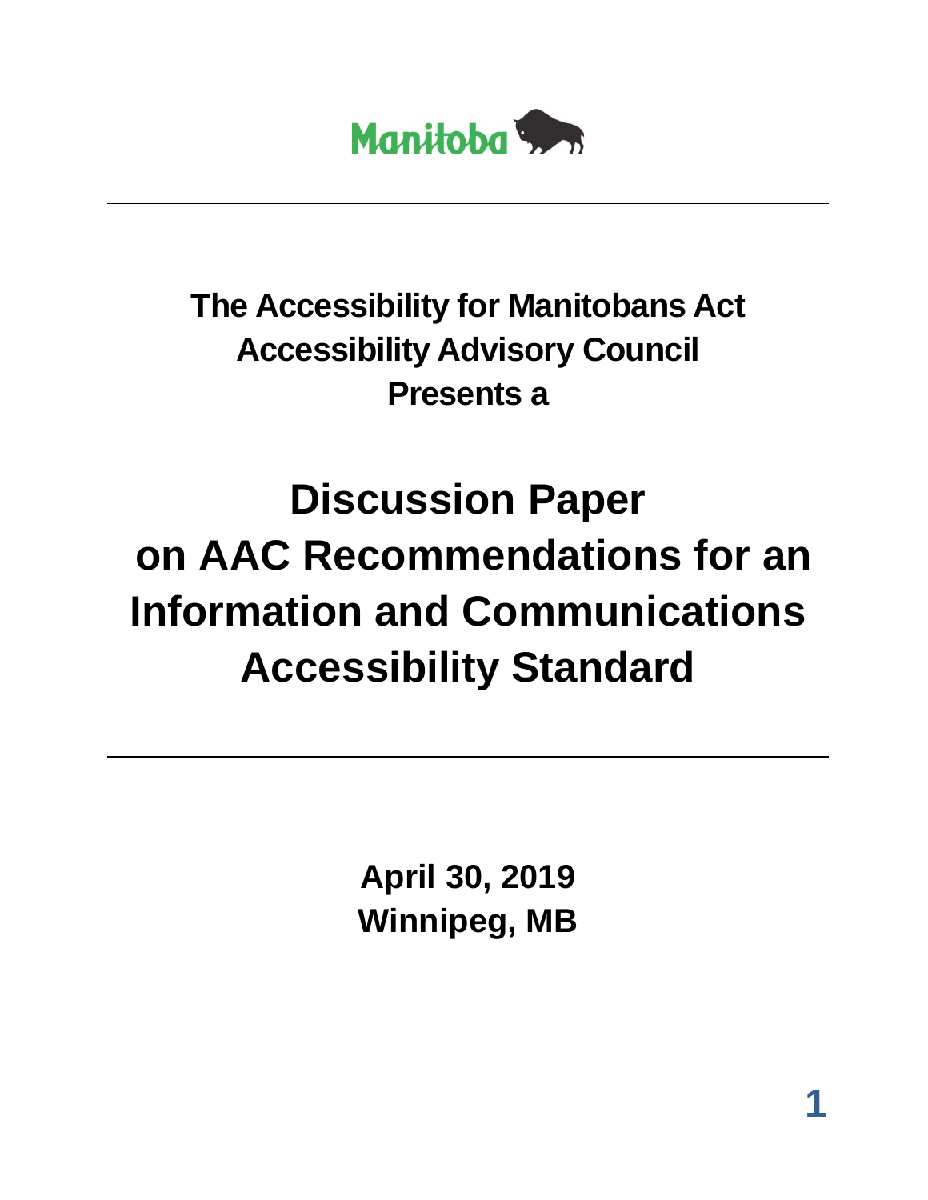Manitoba

**The Accessibility for Manitobans Act**
**Accessibility Advisory Council**
**Presents a**

# Discussion Paper on AAC Recommendations for an Information and Communications Accessibility Standard

**April 30, 2019**
**Winnipeg, MB**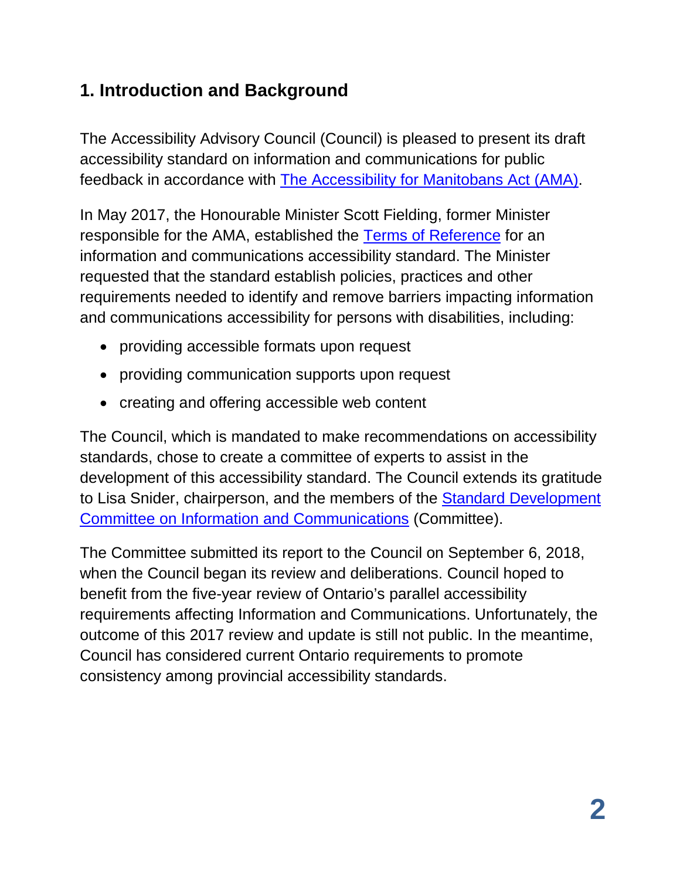## 1. Introduction and Background

The Accessibility Advisory Council (Council) is pleased to present its draft accessibility standard on information and communications for public feedback in accordance with The Accessibility for Manitobans Act (AMA).

In May 2017, the Honourable Minister Scott Fielding, former Minister responsible for the AMA, established the Terms of Reference for an information and communications accessibility standard. The Minister requested that the standard establish policies, practices and other requirements needed to identify and remove barriers impacting information and communications accessibility for persons with disabilities, including:

- providing accessible formats upon request
- providing communication supports upon request
- creating and offering accessible web content

The Council, which is mandated to make recommendations on accessibility standards, chose to create a committee of experts to assist in the development of this accessibility standard. The Council extends its gratitude to Lisa Snider, chairperson, and the members of the Standard Development Committee on Information and Communications (Committee).

The Committee submitted its report to the Council on September 6, 2018, when the Council began its review and deliberations. Council hoped to benefit from the five-year review of Ontario's parallel accessibility requirements affecting Information and Communications. Unfortunately, the outcome of this 2017 review and update is still not public. In the meantime, Council has considered current Ontario requirements to promote consistency among provincial accessibility standards.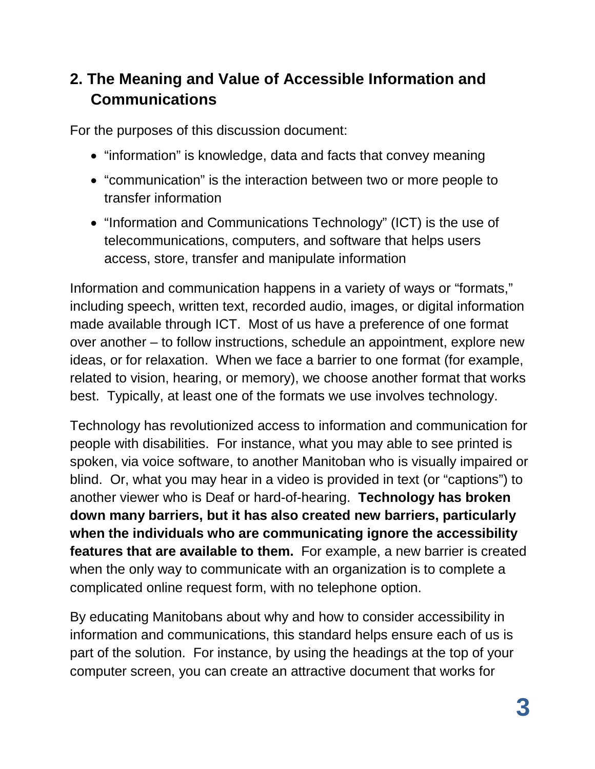## 2. The Meaning and Value of Accessible Information and Communications

For the purposes of this discussion document:

- "information" is knowledge, data and facts that convey meaning
- "communication" is the interaction between two or more people to transfer information
- "Information and Communications Technology" (ICT) is the use of telecommunications, computers, and software that helps users access, store, transfer and manipulate information

Information and communication happens in a variety of ways or "formats," including speech, written text, recorded audio, images, or digital information made available through ICT. Most of us have a preference of one format over another – to follow instructions, schedule an appointment, explore new ideas, or for relaxation. When we face a barrier to one format (for example, related to vision, hearing, or memory), we choose another format that works best. Typically, at least one of the formats we use involves technology.

Technology has revolutionized access to information and communication for people with disabilities. For instance, what you may able to see printed is spoken, via voice software, to another Manitoban who is visually impaired or blind. Or, what you may hear in a video is provided in text (or "captions") to another viewer who is Deaf or hard-of-hearing. **Technology has broken down many barriers, but it has also created new barriers, particularly when the individuals who are communicating ignore the accessibility features that are available to them.** For example, a new barrier is created when the only way to communicate with an organization is to complete a complicated online request form, with no telephone option.

By educating Manitobans about why and how to consider accessibility in information and communications, this standard helps ensure each of us is part of the solution. For instance, by using the headings at the top of your computer screen, you can create an attractive document that works for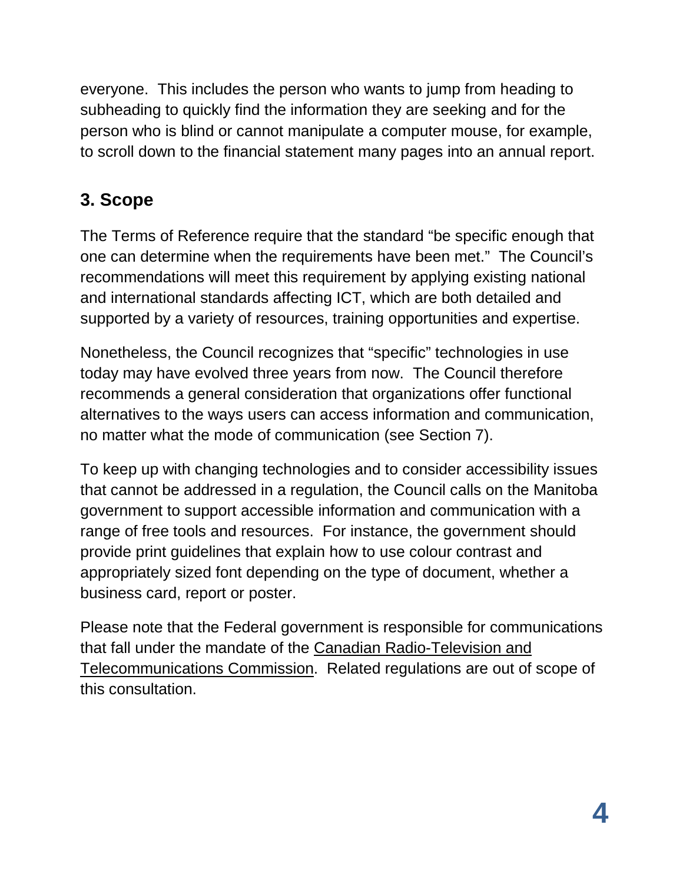everyone. This includes the person who wants to jump from heading to subheading to quickly find the information they are seeking and for the person who is blind or cannot manipulate a computer mouse, for example, to scroll down to the financial statement many pages into an annual report.

## 3. Scope

The Terms of Reference require that the standard "be specific enough that one can determine when the requirements have been met." The Council's recommendations will meet this requirement by applying existing national and international standards affecting ICT, which are both detailed and supported by a variety of resources, training opportunities and expertise.

Nonetheless, the Council recognizes that "specific" technologies in use today may have evolved three years from now. The Council therefore recommends a general consideration that organizations offer functional alternatives to the ways users can access information and communication, no matter what the mode of communication (see Section 7).

To keep up with changing technologies and to consider accessibility issues that cannot be addressed in a regulation, the Council calls on the Manitoba government to support accessible information and communication with a range of free tools and resources. For instance, the government should provide print guidelines that explain how to use colour contrast and appropriately sized font depending on the type of document, whether a business card, report or poster.

Please note that the Federal government is responsible for communications that fall under the mandate of the Canadian Radio-Television and Telecommunications Commission. Related regulations are out of scope of this consultation.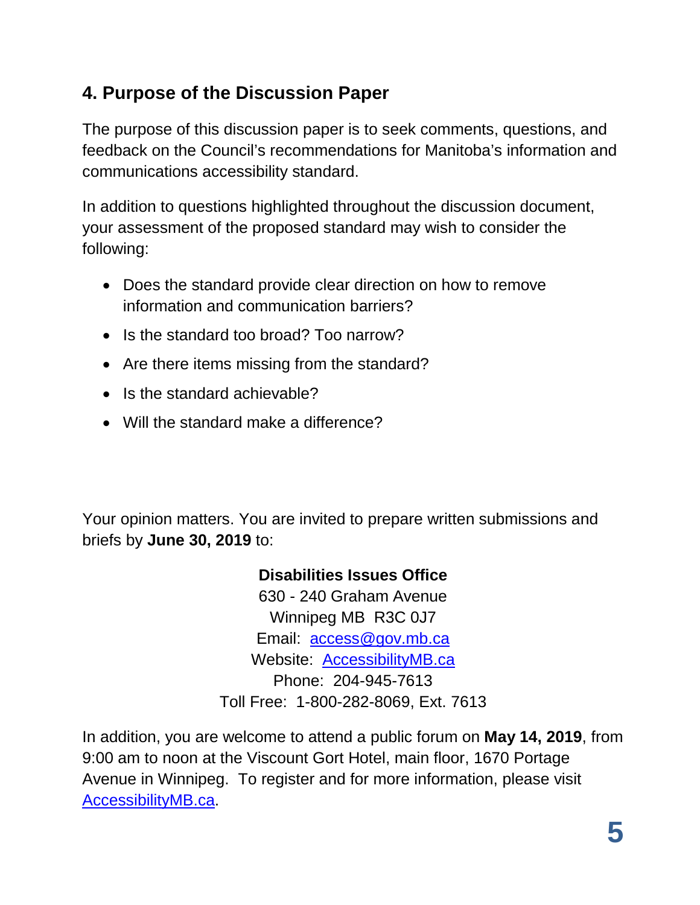## 4. Purpose of the Discussion Paper

The purpose of this discussion paper is to seek comments, questions, and feedback on the Council's recommendations for Manitoba's information and communications accessibility standard.

In addition to questions highlighted throughout the discussion document, your assessment of the proposed standard may wish to consider the following:

- Does the standard provide clear direction on how to remove information and communication barriers?
- Is the standard too broad? Too narrow?
- Are there items missing from the standard?
- Is the standard achievable?
- Will the standard make a difference?

Your opinion matters. You are invited to prepare written submissions and briefs by **June 30, 2019** to:

**Disabilities Issues Office**
630 - 240 Graham Avenue
Winnipeg MB R3C 0J7
Email: access@gov.mb.ca
Website: AccessibilityMB.ca
Phone: 204-945-7613
Toll Free: 1-800-282-8069, Ext. 7613

In addition, you are welcome to attend a public forum on **May 14, 2019**, from 9:00 am to noon at the Viscount Gort Hotel, main floor, 1670 Portage Avenue in Winnipeg. To register and for more information, please visit AccessibilityMB.ca.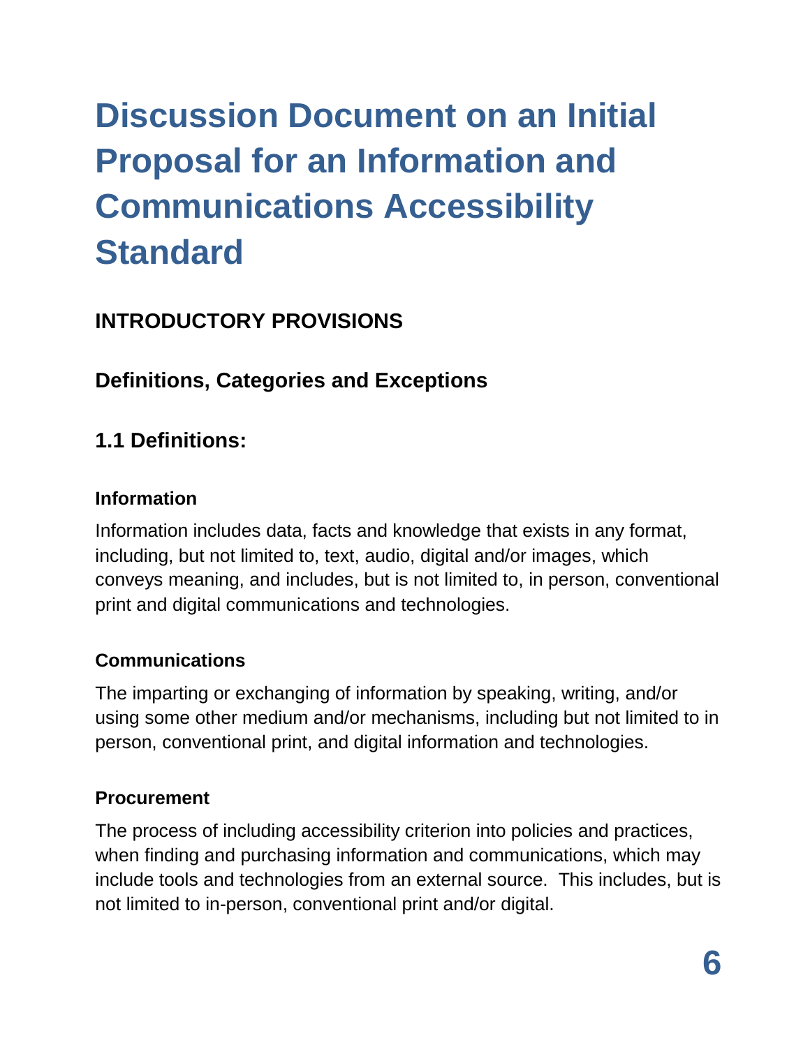# Discussion Document on an Initial Proposal for an Information and Communications Accessibility Standard

## INTRODUCTORY PROVISIONS

## Definitions, Categories and Exceptions

## 1.1 Definitions:

#### Information

Information includes data, facts and knowledge that exists in any format, including, but not limited to, text, audio, digital and/or images, which conveys meaning, and includes, but is not limited to, in person, conventional print and digital communications and technologies.

#### Communications

The imparting or exchanging of information by speaking, writing, and/or using some other medium and/or mechanisms, including but not limited to in person, conventional print, and digital information and technologies.

#### Procurement

The process of including accessibility criterion into policies and practices, when finding and purchasing information and communications, which may include tools and technologies from an external source. This includes, but is not limited to in-person, conventional print and/or digital.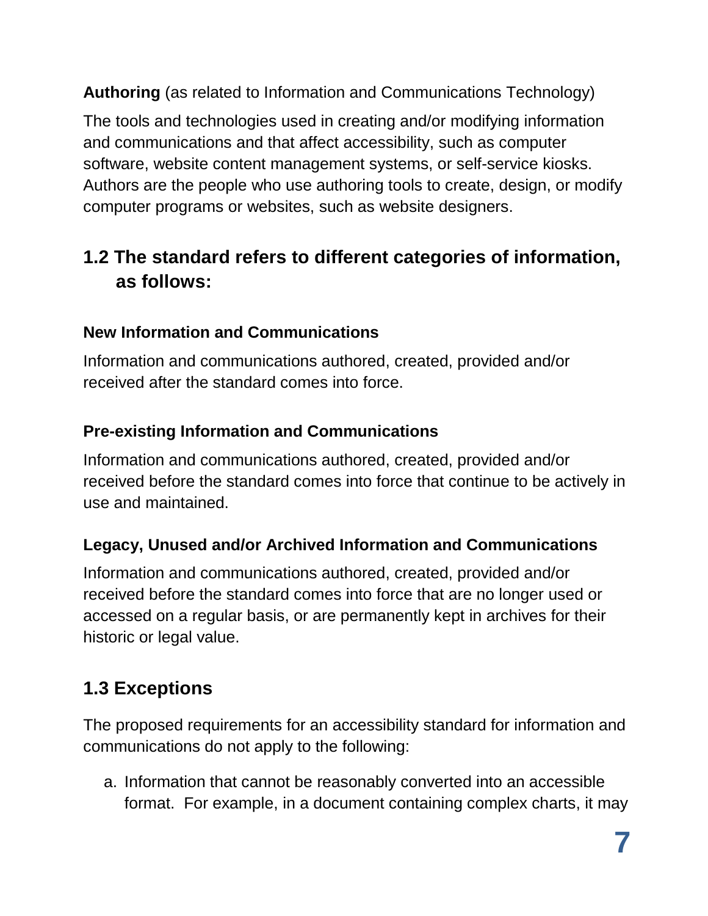**Authoring** (as related to Information and Communications Technology)

The tools and technologies used in creating and/or modifying information and communications and that affect accessibility, such as computer software, website content management systems, or self-service kiosks. Authors are the people who use authoring tools to create, design, or modify computer programs or websites, such as website designers.

## 1.2 The standard refers to different categories of information, as follows:

### New Information and Communications

Information and communications authored, created, provided and/or received after the standard comes into force.

### Pre-existing Information and Communications

Information and communications authored, created, provided and/or received before the standard comes into force that continue to be actively in use and maintained.

### Legacy, Unused and/or Archived Information and Communications

Information and communications authored, created, provided and/or received before the standard comes into force that are no longer used or accessed on a regular basis, or are permanently kept in archives for their historic or legal value.

## 1.3 Exceptions

The proposed requirements for an accessibility standard for information and communications do not apply to the following:

a. Information that cannot be reasonably converted into an accessible format. For example, in a document containing complex charts, it may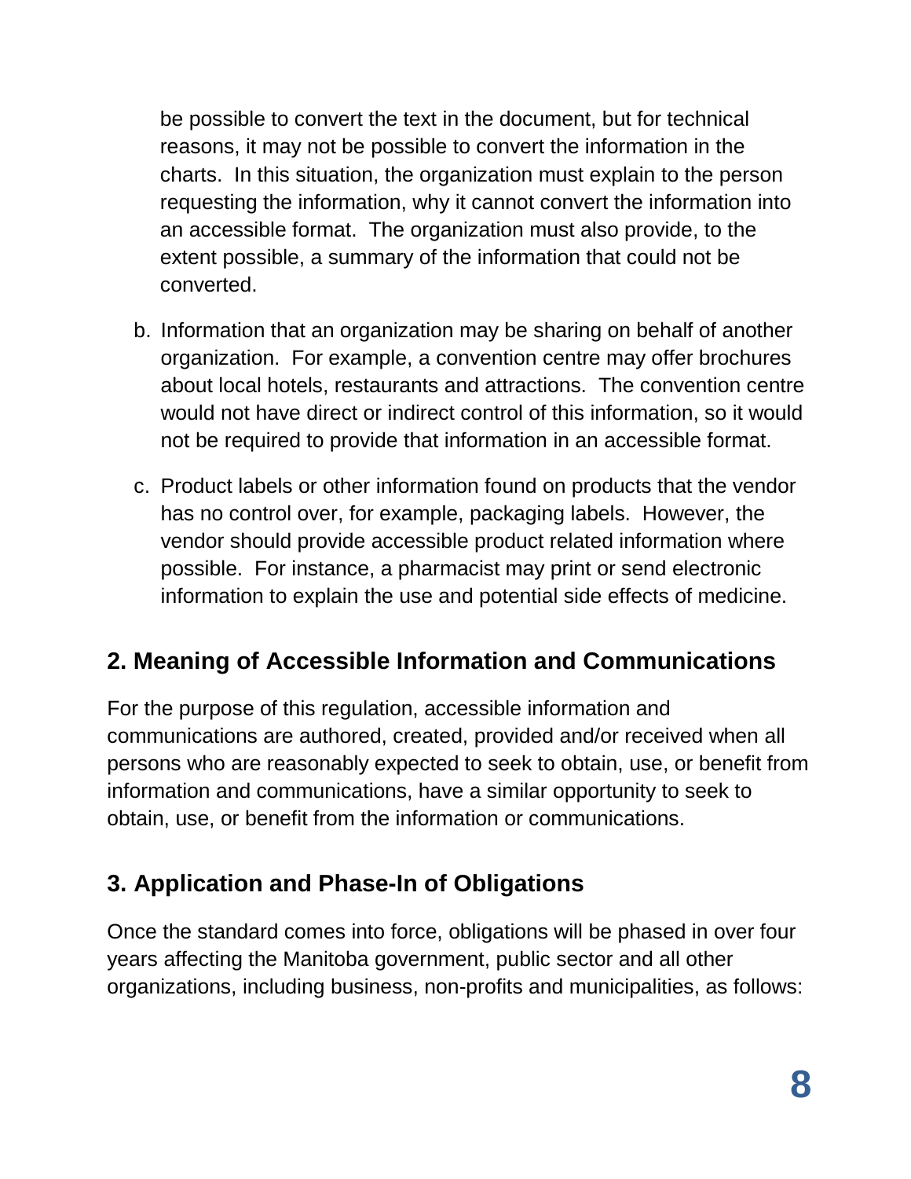be possible to convert the text in the document, but for technical reasons, it may not be possible to convert the information in the charts. In this situation, the organization must explain to the person requesting the information, why it cannot convert the information into an accessible format. The organization must also provide, to the extent possible, a summary of the information that could not be converted.

b. Information that an organization may be sharing on behalf of another organization. For example, a convention centre may offer brochures about local hotels, restaurants and attractions. The convention centre would not have direct or indirect control of this information, so it would not be required to provide that information in an accessible format.

c. Product labels or other information found on products that the vendor has no control over, for example, packaging labels. However, the vendor should provide accessible product related information where possible. For instance, a pharmacist may print or send electronic information to explain the use and potential side effects of medicine.

## 2. Meaning of Accessible Information and Communications

For the purpose of this regulation, accessible information and communications are authored, created, provided and/or received when all persons who are reasonably expected to seek to obtain, use, or benefit from information and communications, have a similar opportunity to seek to obtain, use, or benefit from the information or communications.

## 3. Application and Phase-In of Obligations

Once the standard comes into force, obligations will be phased in over four years affecting the Manitoba government, public sector and all other organizations, including business, non-profits and municipalities, as follows: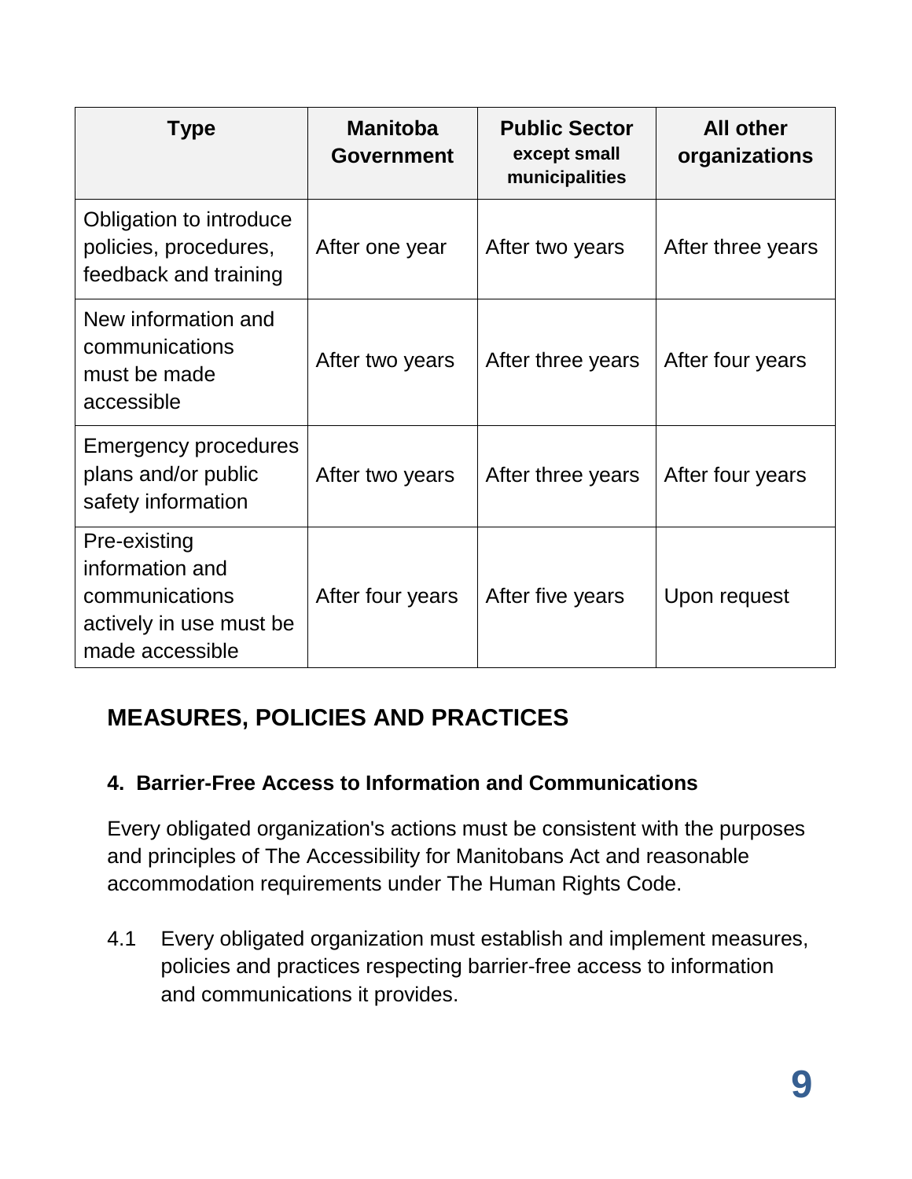| Type | Manitoba Government | Public Sector except small municipalities | All other organizations |
|---|---|---|---|
| Obligation to introduce policies, procedures, feedback and training | After one year | After two years | After three years |
| New information and communications must be made accessible | After two years | After three years | After four years |
| Emergency procedures plans and/or public safety information | After two years | After three years | After four years |
| Pre-existing information and communications actively in use must be made accessible | After four years | After five years | Upon request |

## MEASURES, POLICIES AND PRACTICES

### 4. Barrier-Free Access to Information and Communications

Every obligated organization's actions must be consistent with the purposes and principles of The Accessibility for Manitobans Act and reasonable accommodation requirements under The Human Rights Code.

4.1 Every obligated organization must establish and implement measures, policies and practices respecting barrier-free access to information and communications it provides.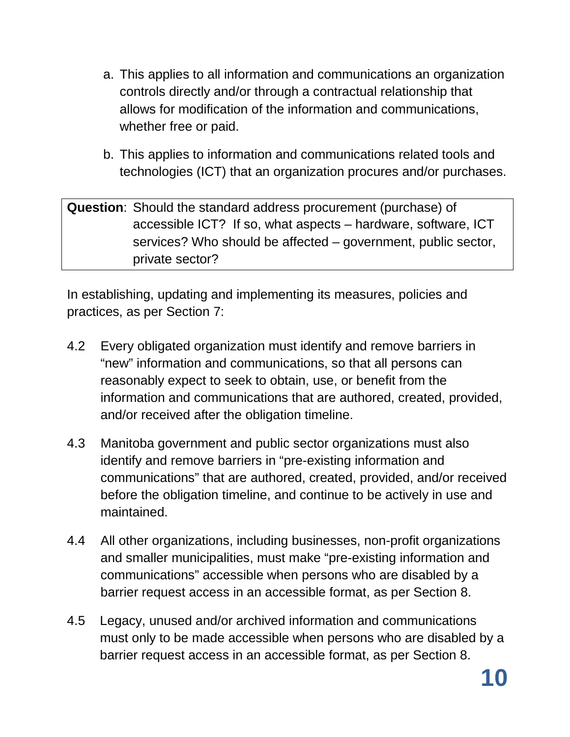a. This applies to all information and communications an organization controls directly and/or through a contractual relationship that allows for modification of the information and communications, whether free or paid.

b. This applies to information and communications related tools and technologies (ICT) that an organization procures and/or purchases.

> **Question**: Should the standard address procurement (purchase) of accessible ICT? If so, what aspects – hardware, software, ICT services? Who should be affected – government, public sector, private sector?

In establishing, updating and implementing its measures, policies and practices, as per Section 7:

4.2 Every obligated organization must identify and remove barriers in "new" information and communications, so that all persons can reasonably expect to seek to obtain, use, or benefit from the information and communications that are authored, created, provided, and/or received after the obligation timeline.

4.3 Manitoba government and public sector organizations must also identify and remove barriers in "pre-existing information and communications" that are authored, created, provided, and/or received before the obligation timeline, and continue to be actively in use and maintained.

4.4 All other organizations, including businesses, non-profit organizations and smaller municipalities, must make "pre-existing information and communications" accessible when persons who are disabled by a barrier request access in an accessible format, as per Section 8.

4.5 Legacy, unused and/or archived information and communications must only to be made accessible when persons who are disabled by a barrier request access in an accessible format, as per Section 8.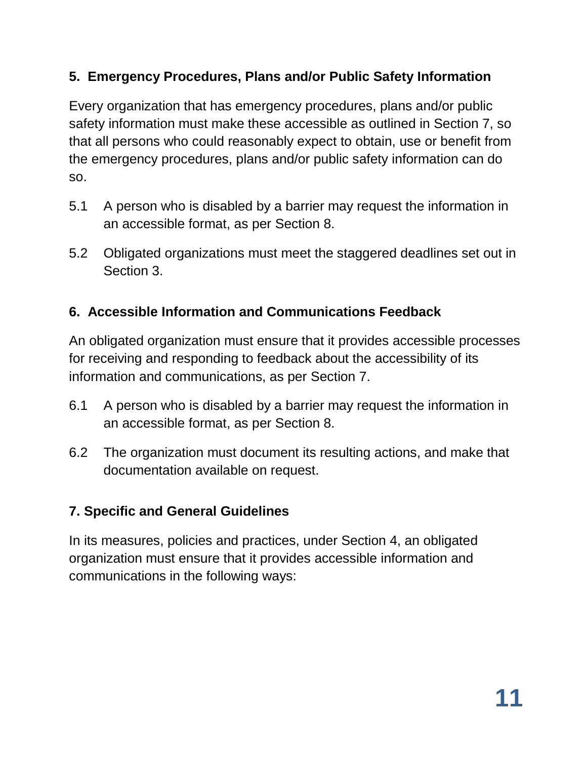### 5. Emergency Procedures, Plans and/or Public Safety Information

Every organization that has emergency procedures, plans and/or public safety information must make these accessible as outlined in Section 7, so that all persons who could reasonably expect to obtain, use or benefit from the emergency procedures, plans and/or public safety information can do so.

5.1 A person who is disabled by a barrier may request the information in an accessible format, as per Section 8.

5.2 Obligated organizations must meet the staggered deadlines set out in Section 3.

### 6. Accessible Information and Communications Feedback

An obligated organization must ensure that it provides accessible processes for receiving and responding to feedback about the accessibility of its information and communications, as per Section 7.

6.1 A person who is disabled by a barrier may request the information in an accessible format, as per Section 8.

6.2 The organization must document its resulting actions, and make that documentation available on request.

### 7. Specific and General Guidelines

In its measures, policies and practices, under Section 4, an obligated organization must ensure that it provides accessible information and communications in the following ways: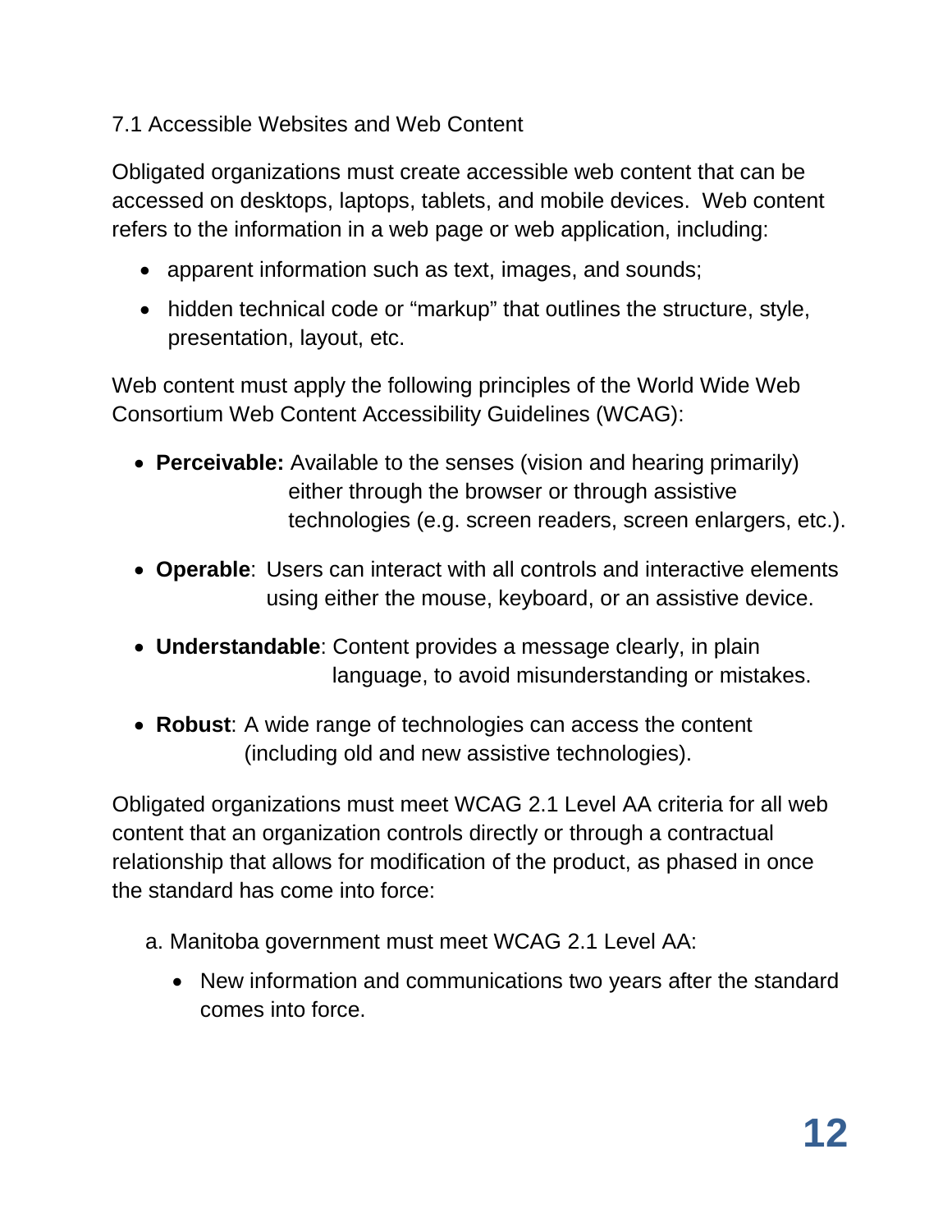### 7.1 Accessible Websites and Web Content

Obligated organizations must create accessible web content that can be accessed on desktops, laptops, tablets, and mobile devices. Web content refers to the information in a web page or web application, including:

- apparent information such as text, images, and sounds;
- hidden technical code or "markup" that outlines the structure, style, presentation, layout, etc.

Web content must apply the following principles of the World Wide Web Consortium Web Content Accessibility Guidelines (WCAG):

- **Perceivable:** Available to the senses (vision and hearing primarily) either through the browser or through assistive technologies (e.g. screen readers, screen enlargers, etc.).
- **Operable**: Users can interact with all controls and interactive elements using either the mouse, keyboard, or an assistive device.
- **Understandable**: Content provides a message clearly, in plain language, to avoid misunderstanding or mistakes.
- **Robust**: A wide range of technologies can access the content (including old and new assistive technologies).

Obligated organizations must meet WCAG 2.1 Level AA criteria for all web content that an organization controls directly or through a contractual relationship that allows for modification of the product, as phased in once the standard has come into force:

a. Manitoba government must meet WCAG 2.1 Level AA:
   - New information and communications two years after the standard comes into force.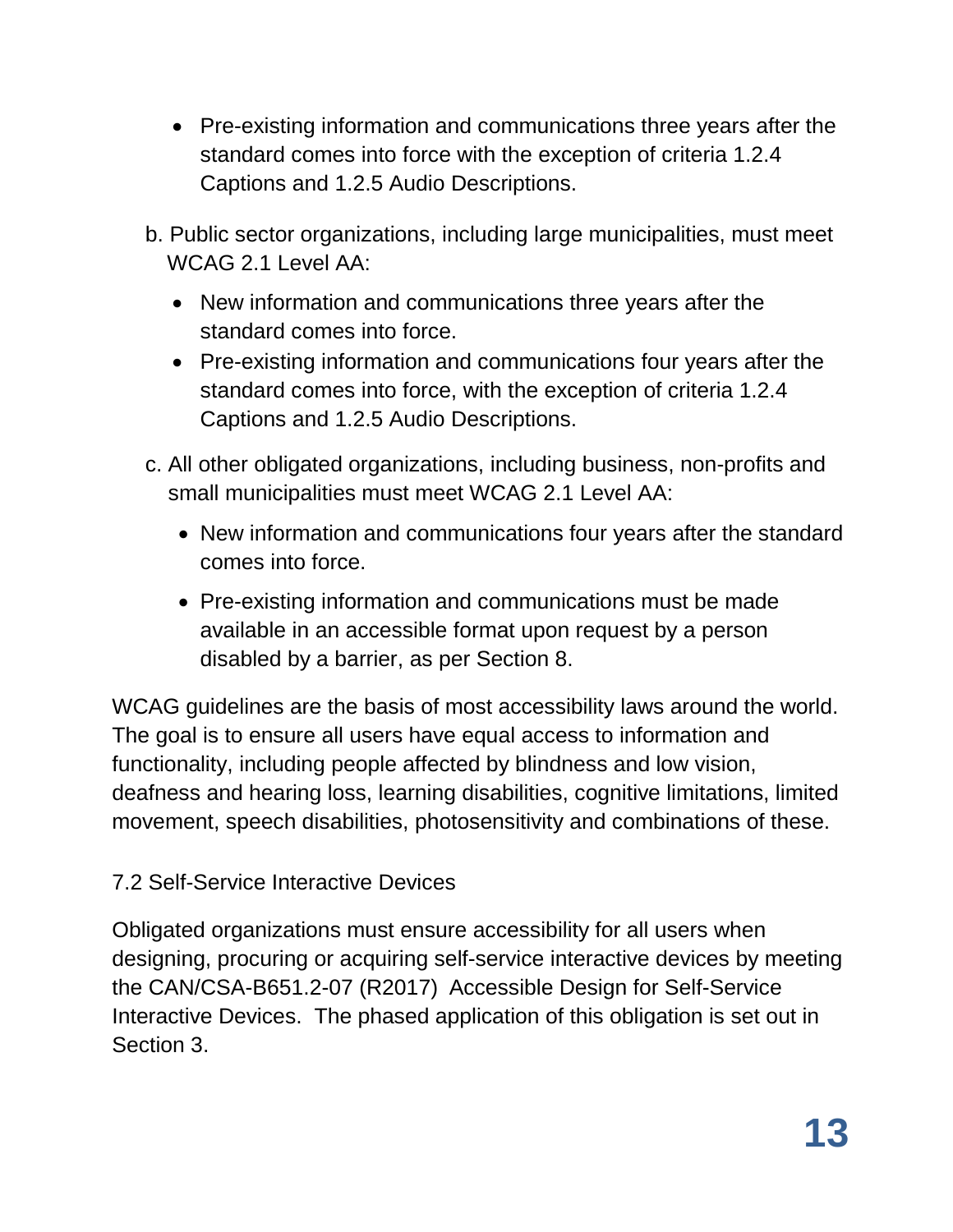- Pre-existing information and communications three years after the standard comes into force with the exception of criteria 1.2.4 Captions and 1.2.5 Audio Descriptions.

b. Public sector organizations, including large municipalities, must meet WCAG 2.1 Level AA:

- New information and communications three years after the standard comes into force.
- Pre-existing information and communications four years after the standard comes into force, with the exception of criteria 1.2.4 Captions and 1.2.5 Audio Descriptions.

c. All other obligated organizations, including business, non-profits and small municipalities must meet WCAG 2.1 Level AA:

- New information and communications four years after the standard comes into force.
- Pre-existing information and communications must be made available in an accessible format upon request by a person disabled by a barrier, as per Section 8.

WCAG guidelines are the basis of most accessibility laws around the world. The goal is to ensure all users have equal access to information and functionality, including people affected by blindness and low vision, deafness and hearing loss, learning disabilities, cognitive limitations, limited movement, speech disabilities, photosensitivity and combinations of these.

7.2 Self-Service Interactive Devices

Obligated organizations must ensure accessibility for all users when designing, procuring or acquiring self-service interactive devices by meeting the CAN/CSA-B651.2-07 (R2017) Accessible Design for Self-Service Interactive Devices. The phased application of this obligation is set out in Section 3.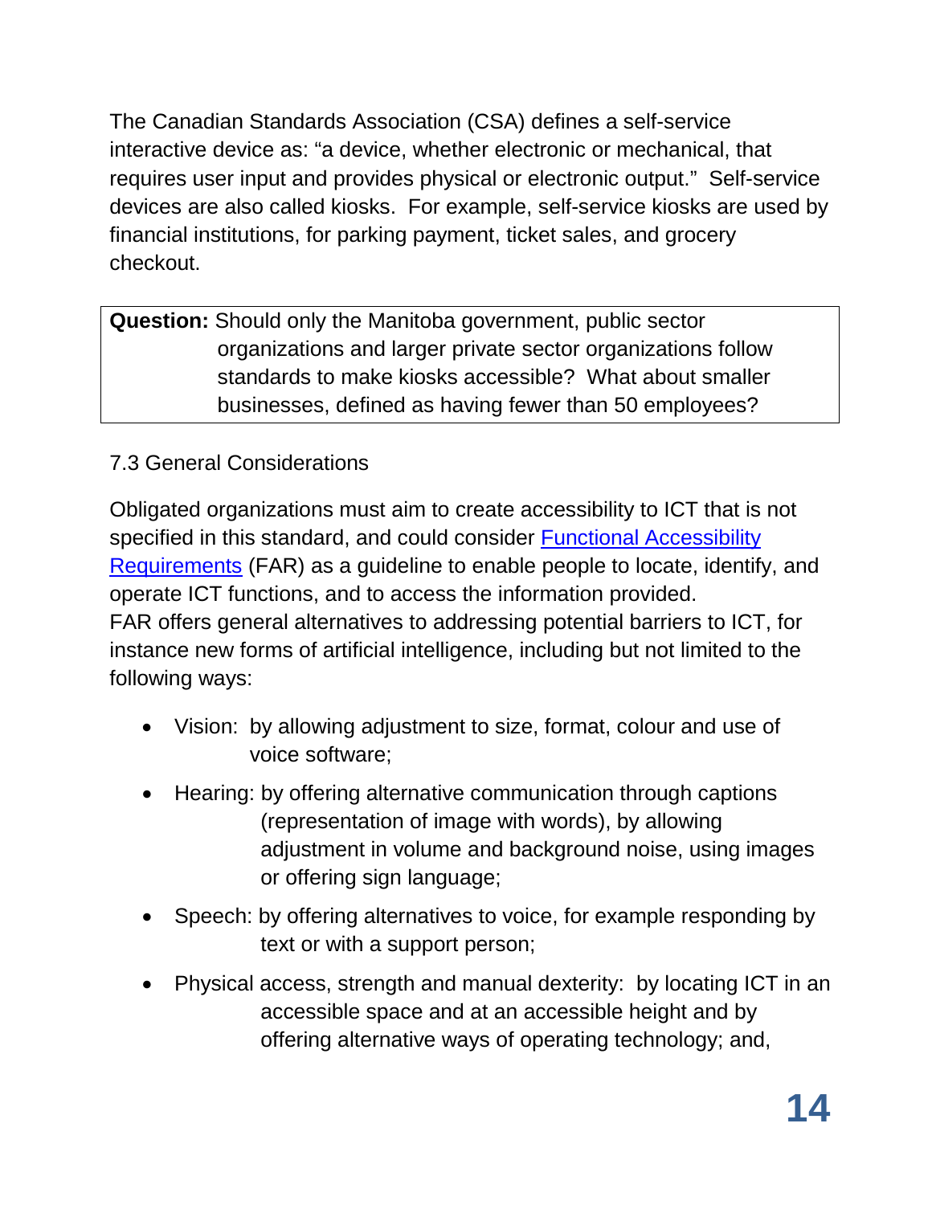The Canadian Standards Association (CSA) defines a self-service interactive device as: "a device, whether electronic or mechanical, that requires user input and provides physical or electronic output." Self-service devices are also called kiosks. For example, self-service kiosks are used by financial institutions, for parking payment, ticket sales, and grocery checkout.

> **Question:** Should only the Manitoba government, public sector organizations and larger private sector organizations follow standards to make kiosks accessible? What about smaller businesses, defined as having fewer than 50 employees?

### 7.3 General Considerations

Obligated organizations must aim to create accessibility to ICT that is not specified in this standard, and could consider [Functional Accessibility Requirements](#) (FAR) as a guideline to enable people to locate, identify, and operate ICT functions, and to access the information provided.
FAR offers general alternatives to addressing potential barriers to ICT, for instance new forms of artificial intelligence, including but not limited to the following ways:

- Vision: by allowing adjustment to size, format, colour and use of voice software;
- Hearing: by offering alternative communication through captions (representation of image with words), by allowing adjustment in volume and background noise, using images or offering sign language;
- Speech: by offering alternatives to voice, for example responding by text or with a support person;
- Physical access, strength and manual dexterity: by locating ICT in an accessible space and at an accessible height and by offering alternative ways of operating technology; and,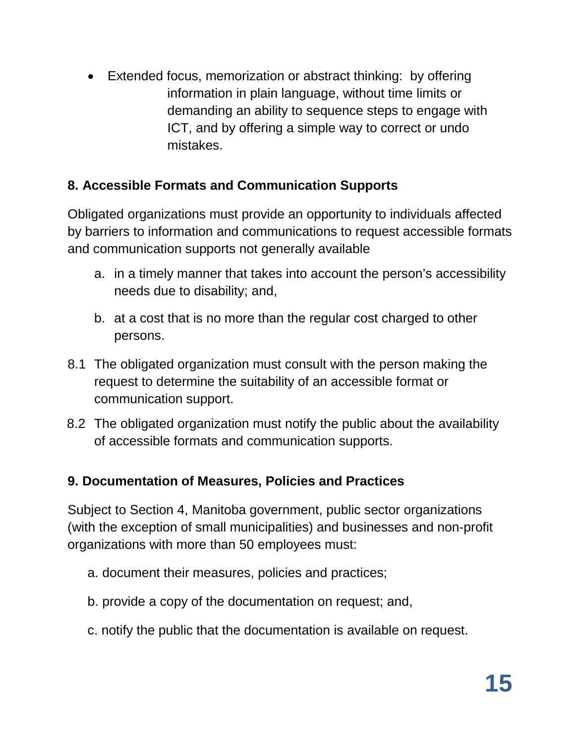- Extended focus, memorization or abstract thinking: by offering information in plain language, without time limits or demanding an ability to sequence steps to engage with ICT, and by offering a simple way to correct or undo mistakes.

### 8. Accessible Formats and Communication Supports

Obligated organizations must provide an opportunity to individuals affected by barriers to information and communications to request accessible formats and communication supports not generally available

a. in a timely manner that takes into account the person's accessibility needs due to disability; and,

b. at a cost that is no more than the regular cost charged to other persons.

8.1 The obligated organization must consult with the person making the request to determine the suitability of an accessible format or communication support.

8.2 The obligated organization must notify the public about the availability of accessible formats and communication supports.

### 9. Documentation of Measures, Policies and Practices

Subject to Section 4, Manitoba government, public sector organizations (with the exception of small municipalities) and businesses and non-profit organizations with more than 50 employees must:

a. document their measures, policies and practices;

b. provide a copy of the documentation on request; and,

c. notify the public that the documentation is available on request.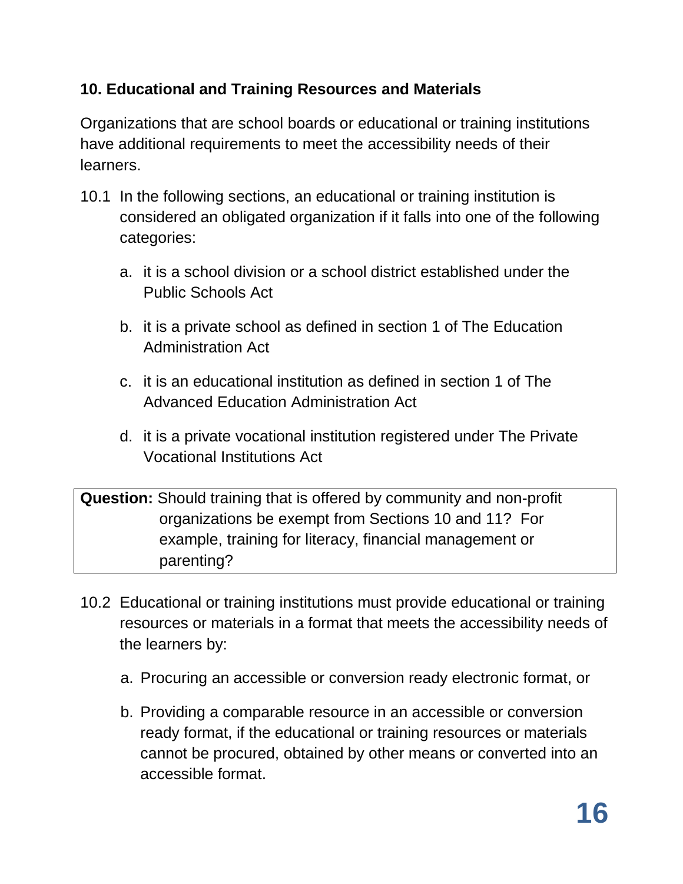## 10. Educational and Training Resources and Materials

Organizations that are school boards or educational or training institutions have additional requirements to meet the accessibility needs of their learners.

10.1 In the following sections, an educational or training institution is considered an obligated organization if it falls into one of the following categories:

   a. it is a school division or a school district established under the Public Schools Act

   b. it is a private school as defined in section 1 of The Education Administration Act

   c. it is an educational institution as defined in section 1 of The Advanced Education Administration Act

   d. it is a private vocational institution registered under The Private Vocational Institutions Act

> **Question:** Should training that is offered by community and non-profit organizations be exempt from Sections 10 and 11? For example, training for literacy, financial management or parenting?

10.2 Educational or training institutions must provide educational or training resources or materials in a format that meets the accessibility needs of the learners by:

   a. Procuring an accessible or conversion ready electronic format, or

   b. Providing a comparable resource in an accessible or conversion ready format, if the educational or training resources or materials cannot be procured, obtained by other means or converted into an accessible format.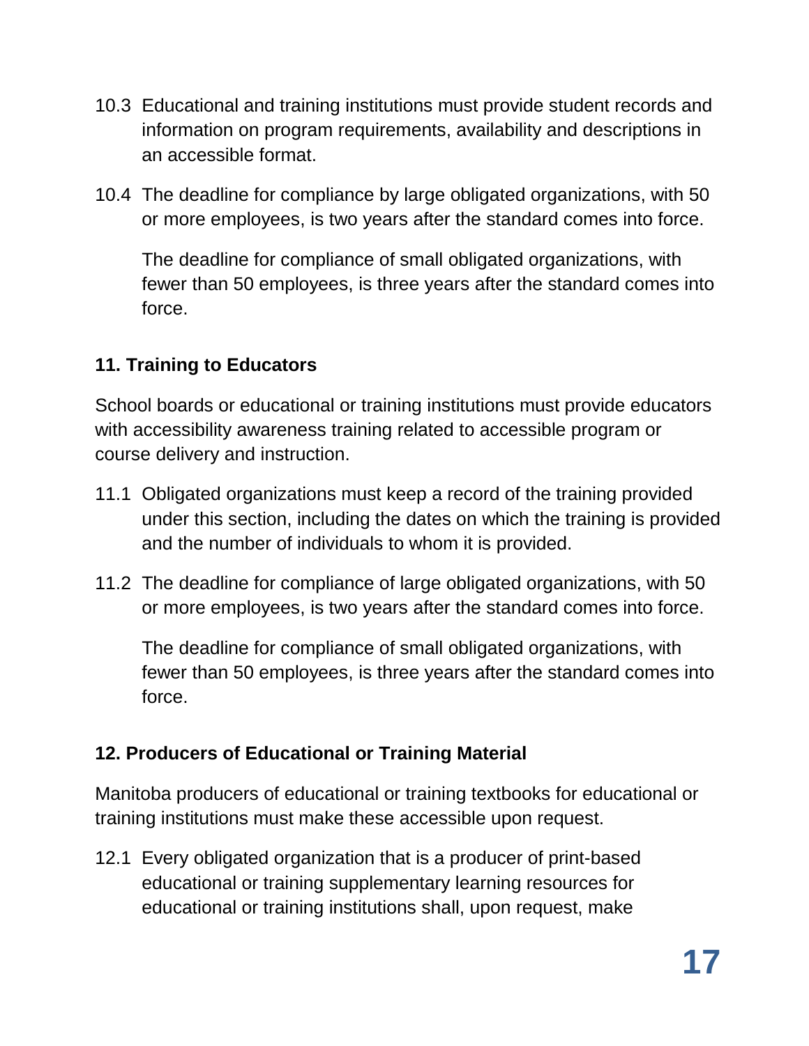10.3 Educational and training institutions must provide student records and information on program requirements, availability and descriptions in an accessible format.

10.4 The deadline for compliance by large obligated organizations, with 50 or more employees, is two years after the standard comes into force.

The deadline for compliance of small obligated organizations, with fewer than 50 employees, is three years after the standard comes into force.

### 11. Training to Educators

School boards or educational or training institutions must provide educators with accessibility awareness training related to accessible program or course delivery and instruction.

11.1 Obligated organizations must keep a record of the training provided under this section, including the dates on which the training is provided and the number of individuals to whom it is provided.

11.2 The deadline for compliance of large obligated organizations, with 50 or more employees, is two years after the standard comes into force.

The deadline for compliance of small obligated organizations, with fewer than 50 employees, is three years after the standard comes into force.

### 12. Producers of Educational or Training Material

Manitoba producers of educational or training textbooks for educational or training institutions must make these accessible upon request.

12.1 Every obligated organization that is a producer of print-based educational or training supplementary learning resources for educational or training institutions shall, upon request, make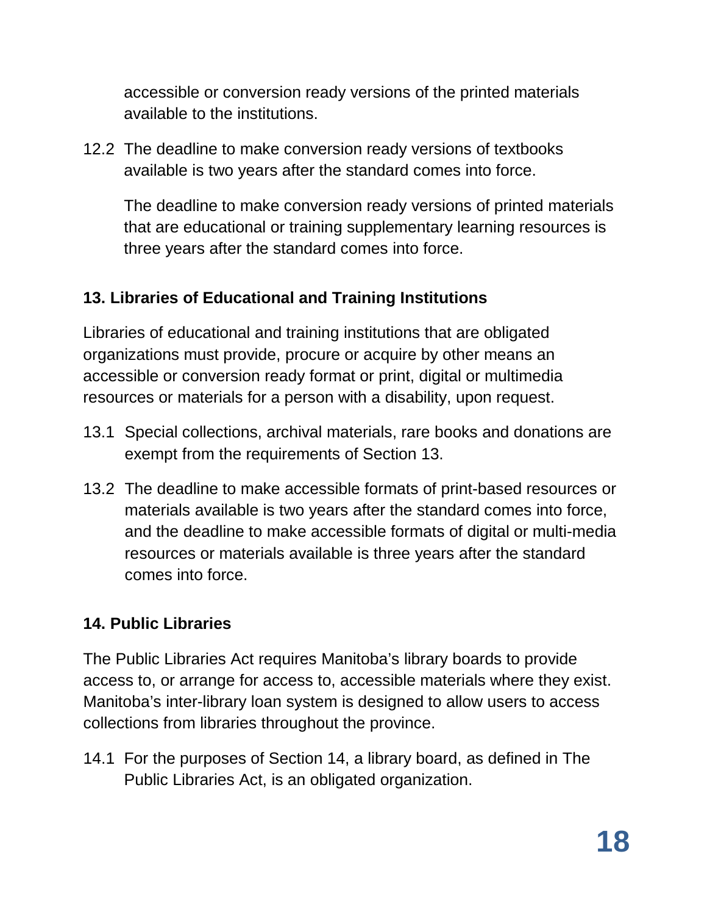accessible or conversion ready versions of the printed materials available to the institutions.

12.2 The deadline to make conversion ready versions of textbooks available is two years after the standard comes into force.

The deadline to make conversion ready versions of printed materials that are educational or training supplementary learning resources is three years after the standard comes into force.

**13. Libraries of Educational and Training Institutions**

Libraries of educational and training institutions that are obligated organizations must provide, procure or acquire by other means an accessible or conversion ready format or print, digital or multimedia resources or materials for a person with a disability, upon request.

13.1 Special collections, archival materials, rare books and donations are exempt from the requirements of Section 13.

13.2 The deadline to make accessible formats of print-based resources or materials available is two years after the standard comes into force, and the deadline to make accessible formats of digital or multi-media resources or materials available is three years after the standard comes into force.

**14. Public Libraries**

The Public Libraries Act requires Manitoba's library boards to provide access to, or arrange for access to, accessible materials where they exist. Manitoba's inter-library loan system is designed to allow users to access collections from libraries throughout the province.

14.1 For the purposes of Section 14, a library board, as defined in The Public Libraries Act, is an obligated organization.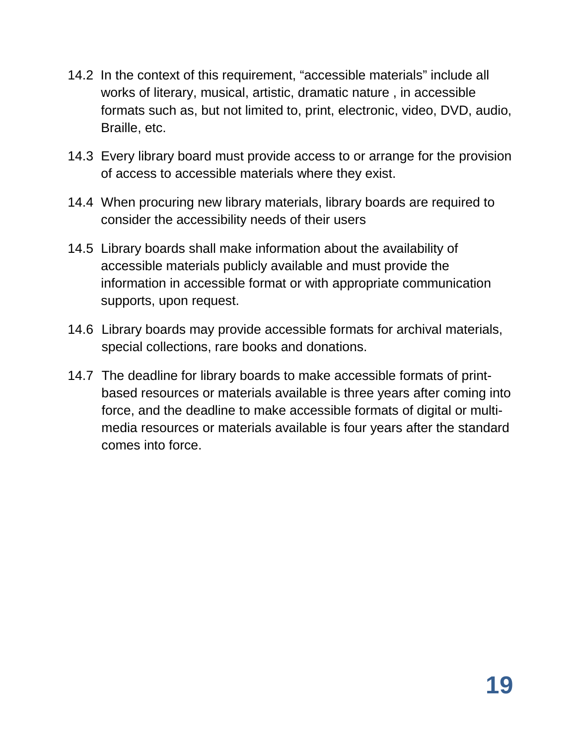14.2 In the context of this requirement, “accessible materials” include all works of literary, musical, artistic, dramatic nature , in accessible formats such as, but not limited to, print, electronic, video, DVD, audio, Braille, etc.

14.3 Every library board must provide access to or arrange for the provision of access to accessible materials where they exist.

14.4 When procuring new library materials, library boards are required to consider the accessibility needs of their users

14.5 Library boards shall make information about the availability of accessible materials publicly available and must provide the information in accessible format or with appropriate communication supports, upon request.

14.6 Library boards may provide accessible formats for archival materials, special collections, rare books and donations.

14.7 The deadline for library boards to make accessible formats of print-based resources or materials available is three years after coming into force, and the deadline to make accessible formats of digital or multi-media resources or materials available is four years after the standard comes into force.